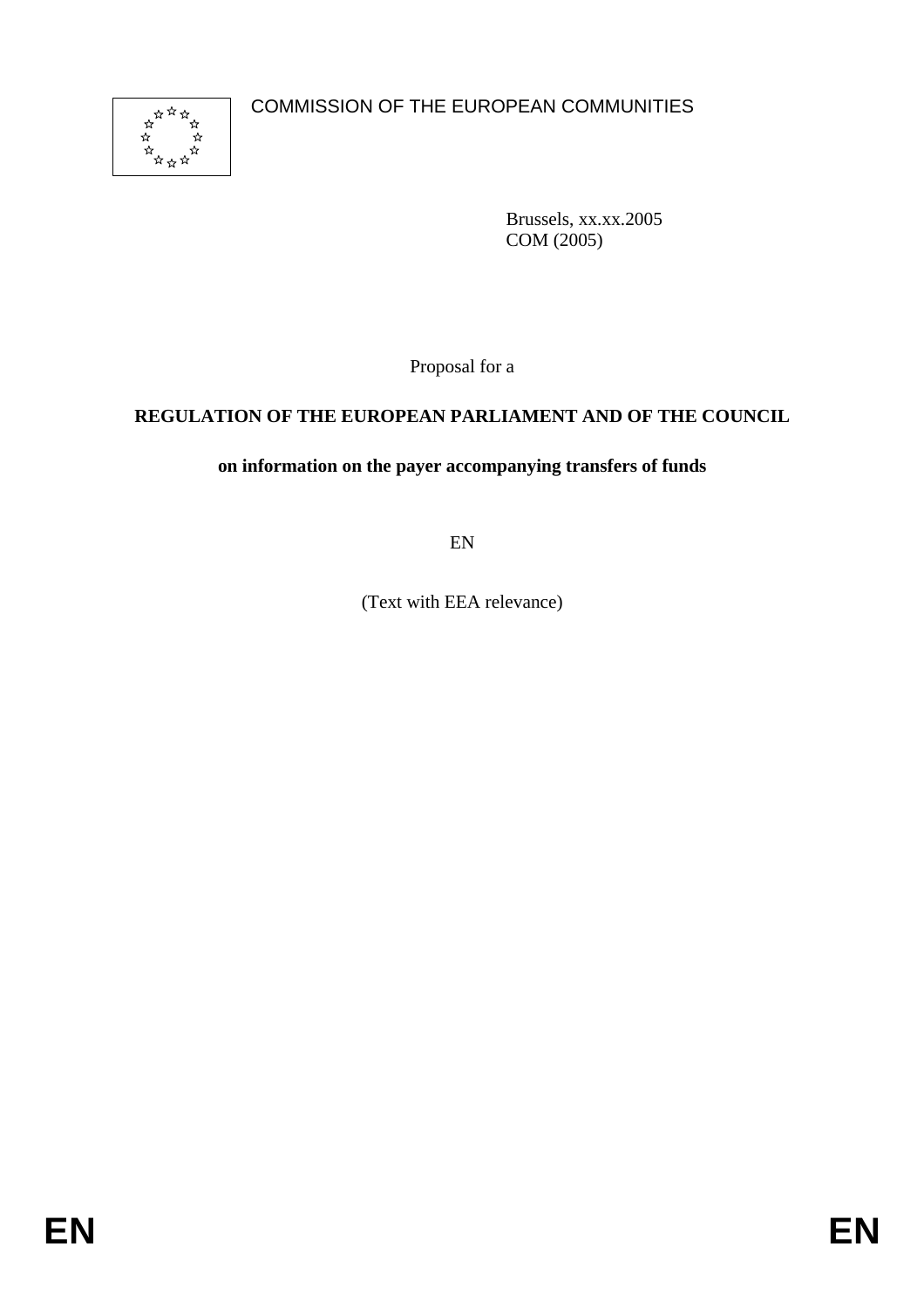COMMISSION OF THE EUROPEAN COMMUNITIES

Brussels, xx.xx.2005
COM (2005)

Proposal for a

**REGULATION OF THE EUROPEAN PARLIAMENT AND OF THE COUNCIL**

**on information on the payer accompanying transfers of funds**

EN

(Text with EEA relevance)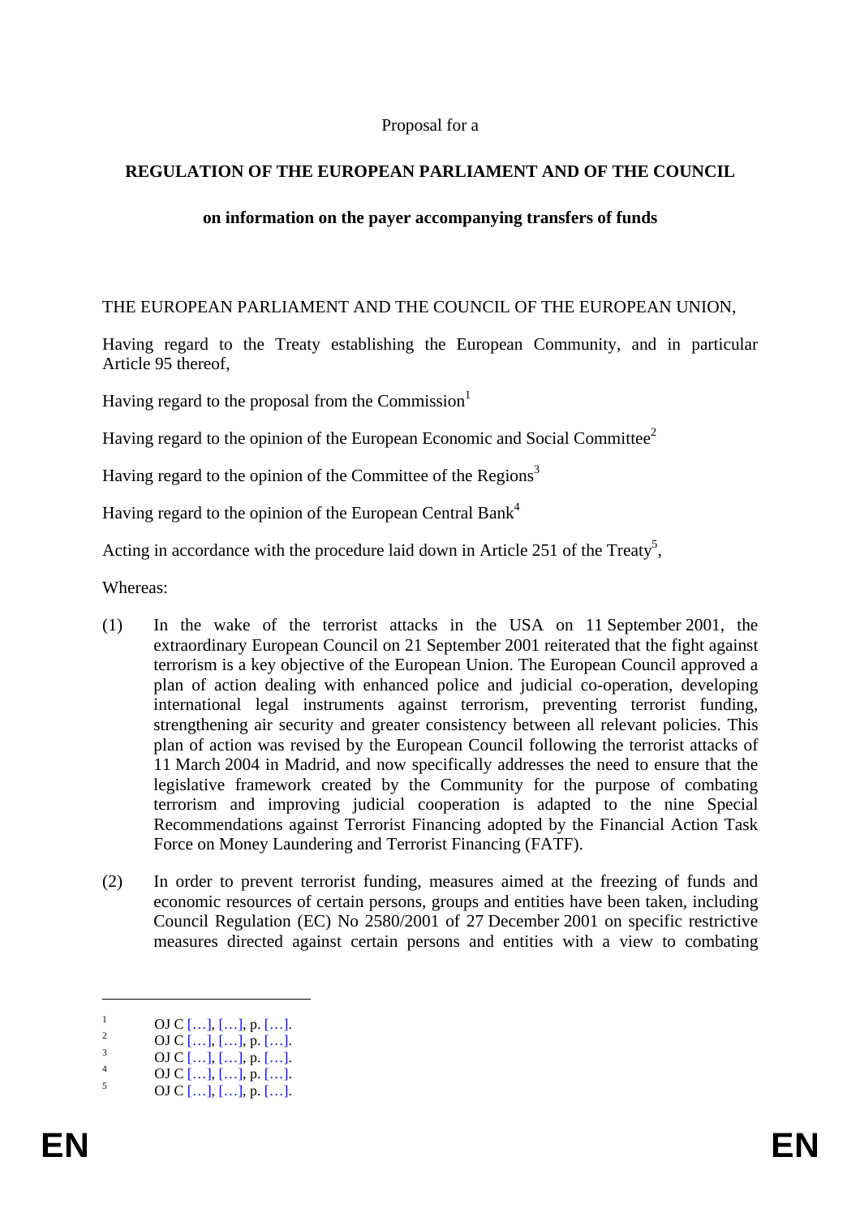Proposal for a

**REGULATION OF THE EUROPEAN PARLIAMENT AND OF THE COUNCIL**

**on information on the payer accompanying transfers of funds**

THE EUROPEAN PARLIAMENT AND THE COUNCIL OF THE EUROPEAN UNION,

Having regard to the Treaty establishing the European Community, and in particular Article 95 thereof,

Having regard to the proposal from the Commission[1]

Having regard to the opinion of the European Economic and Social Committee[2]

Having regard to the opinion of the Committee of the Regions[3]

Having regard to the opinion of the European Central Bank[4]

Acting in accordance with the procedure laid down in Article 251 of the Treaty[5],

Whereas:

(1) In the wake of the terrorist attacks in the USA on 11 September 2001, the extraordinary European Council on 21 September 2001 reiterated that the fight against terrorism is a key objective of the European Union. The European Council approved a plan of action dealing with enhanced police and judicial co-operation, developing international legal instruments against terrorism, preventing terrorist funding, strengthening air security and greater consistency between all relevant policies. This plan of action was revised by the European Council following the terrorist attacks of 11 March 2004 in Madrid, and now specifically addresses the need to ensure that the legislative framework created by the Community for the purpose of combating terrorism and improving judicial cooperation is adapted to the nine Special Recommendations against Terrorist Financing adopted by the Financial Action Task Force on Money Laundering and Terrorist Financing (FATF).

(2) In order to prevent terrorist funding, measures aimed at the freezing of funds and economic resources of certain persons, groups and entities have been taken, including Council Regulation (EC) No 2580/2001 of 27 December 2001 on specific restrictive measures directed against certain persons and entities with a view to combating

---

[1] OJ C […], […], p. […].
[2] OJ C […], […], p. […].
[3] OJ C […], […], p. […].
[4] OJ C […], […], p. […].
[5] OJ C […], […], p. […].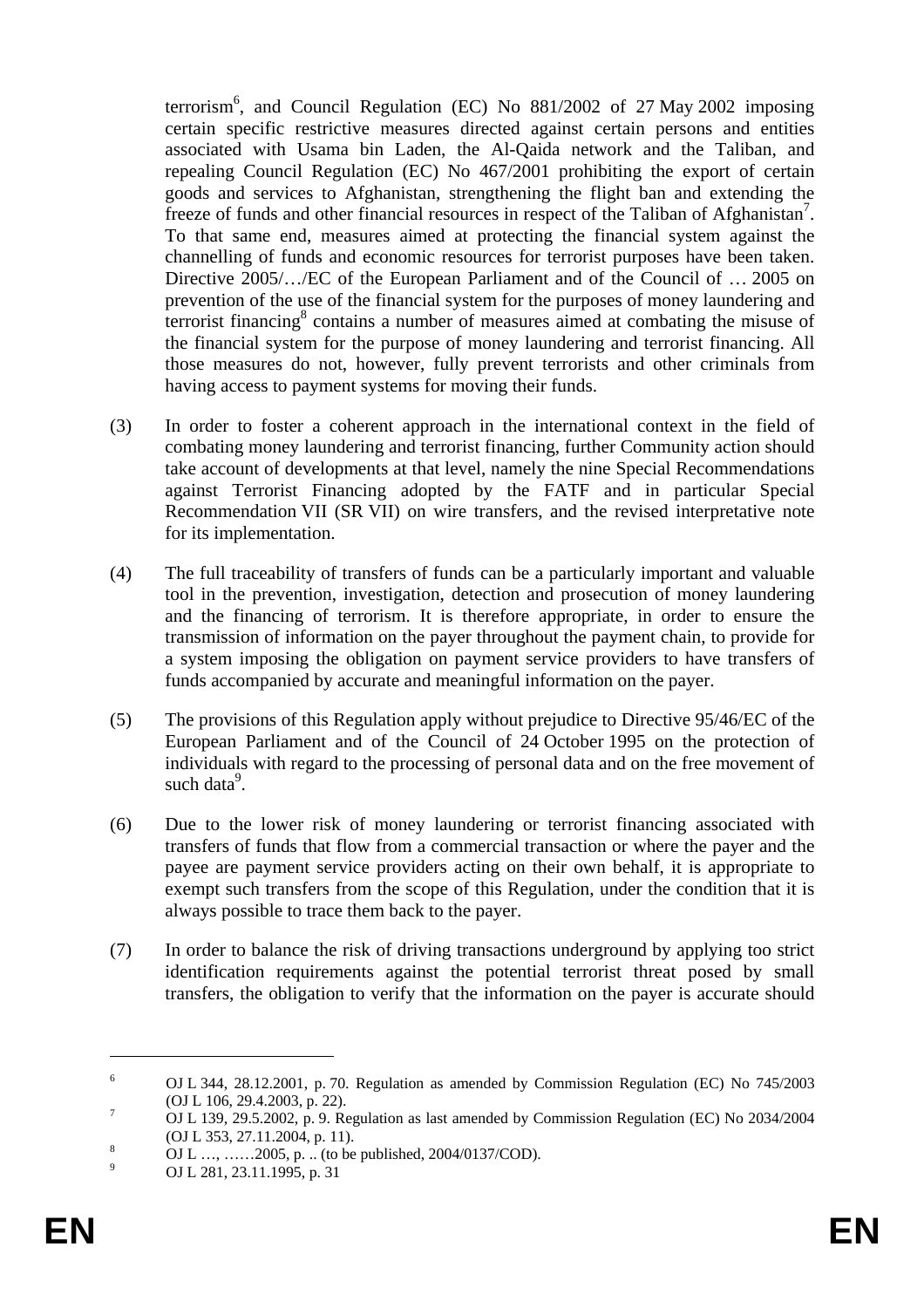terrorism[6], and Council Regulation (EC) No 881/2002 of 27 May 2002 imposing certain specific restrictive measures directed against certain persons and entities associated with Usama bin Laden, the Al-Qaida network and the Taliban, and repealing Council Regulation (EC) No 467/2001 prohibiting the export of certain goods and services to Afghanistan, strengthening the flight ban and extending the freeze of funds and other financial resources in respect of the Taliban of Afghanistan[7]. To that same end, measures aimed at protecting the financial system against the channelling of funds and economic resources for terrorist purposes have been taken. Directive 2005/…/EC of the European Parliament and of the Council of … 2005 on prevention of the use of the financial system for the purposes of money laundering and terrorist financing[8] contains a number of measures aimed at combating the misuse of the financial system for the purpose of money laundering and terrorist financing. All those measures do not, however, fully prevent terrorists and other criminals from having access to payment systems for moving their funds.

(3) In order to foster a coherent approach in the international context in the field of combating money laundering and terrorist financing, further Community action should take account of developments at that level, namely the nine Special Recommendations against Terrorist Financing adopted by the FATF and in particular Special Recommendation VII (SR VII) on wire transfers, and the revised interpretative note for its implementation.

(4) The full traceability of transfers of funds can be a particularly important and valuable tool in the prevention, investigation, detection and prosecution of money laundering and the financing of terrorism. It is therefore appropriate, in order to ensure the transmission of information on the payer throughout the payment chain, to provide for a system imposing the obligation on payment service providers to have transfers of funds accompanied by accurate and meaningful information on the payer.

(5) The provisions of this Regulation apply without prejudice to Directive 95/46/EC of the European Parliament and of the Council of 24 October 1995 on the protection of individuals with regard to the processing of personal data and on the free movement of such data[9].

(6) Due to the lower risk of money laundering or terrorist financing associated with transfers of funds that flow from a commercial transaction or where the payer and the payee are payment service providers acting on their own behalf, it is appropriate to exempt such transfers from the scope of this Regulation, under the condition that it is always possible to trace them back to the payer.

(7) In order to balance the risk of driving transactions underground by applying too strict identification requirements against the potential terrorist threat posed by small transfers, the obligation to verify that the information on the payer is accurate should

---

[6] OJ L 344, 28.12.2001, p. 70. Regulation as amended by Commission Regulation (EC) No 745/2003 (OJ L 106, 29.4.2003, p. 22).

[7] OJ L 139, 29.5.2002, p. 9. Regulation as last amended by Commission Regulation (EC) No 2034/2004 (OJ L 353, 27.11.2004, p. 11).

[8] OJ L …, ……2005, p. .. (to be published, 2004/0137/COD).

[9] OJ L 281, 23.11.1995, p. 31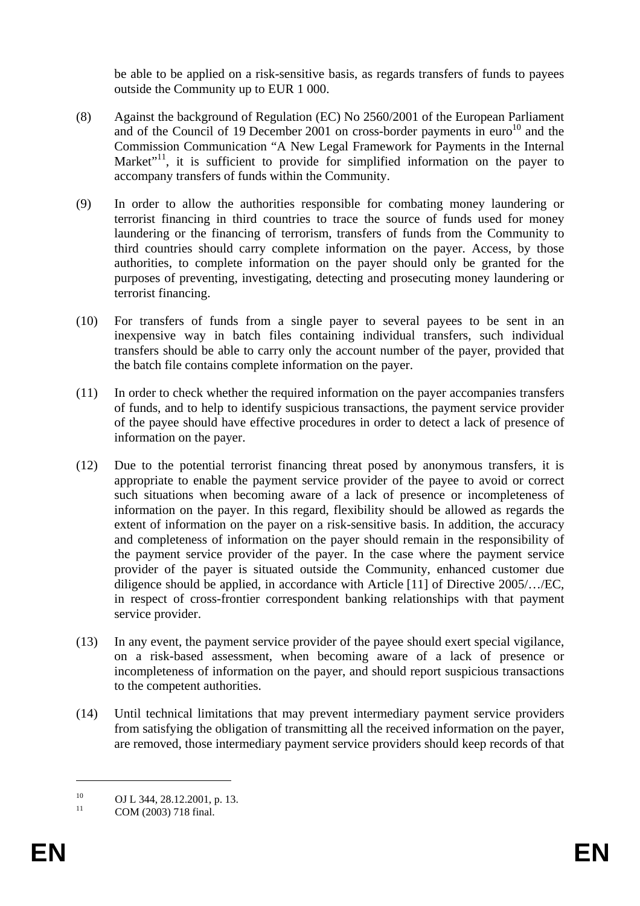be able to be applied on a risk-sensitive basis, as regards transfers of funds to payees outside the Community up to EUR 1 000.

(8) Against the background of Regulation (EC) No 2560/2001 of the European Parliament and of the Council of 19 December 2001 on cross-border payments in euro[10] and the Commission Communication "A New Legal Framework for Payments in the Internal Market"[11], it is sufficient to provide for simplified information on the payer to accompany transfers of funds within the Community.

(9) In order to allow the authorities responsible for combating money laundering or terrorist financing in third countries to trace the source of funds used for money laundering or the financing of terrorism, transfers of funds from the Community to third countries should carry complete information on the payer. Access, by those authorities, to complete information on the payer should only be granted for the purposes of preventing, investigating, detecting and prosecuting money laundering or terrorist financing.

(10) For transfers of funds from a single payer to several payees to be sent in an inexpensive way in batch files containing individual transfers, such individual transfers should be able to carry only the account number of the payer, provided that the batch file contains complete information on the payer.

(11) In order to check whether the required information on the payer accompanies transfers of funds, and to help to identify suspicious transactions, the payment service provider of the payee should have effective procedures in order to detect a lack of presence of information on the payer.

(12) Due to the potential terrorist financing threat posed by anonymous transfers, it is appropriate to enable the payment service provider of the payee to avoid or correct such situations when becoming aware of a lack of presence or incompleteness of information on the payer. In this regard, flexibility should be allowed as regards the extent of information on the payer on a risk-sensitive basis. In addition, the accuracy and completeness of information on the payer should remain in the responsibility of the payment service provider of the payer. In the case where the payment service provider of the payer is situated outside the Community, enhanced customer due diligence should be applied, in accordance with Article [11] of Directive 2005/…/EC, in respect of cross-frontier correspondent banking relationships with that payment service provider.

(13) In any event, the payment service provider of the payee should exert special vigilance, on a risk-based assessment, when becoming aware of a lack of presence or incompleteness of information on the payer, and should report suspicious transactions to the competent authorities.

(14) Until technical limitations that may prevent intermediary payment service providers from satisfying the obligation of transmitting all the received information on the payer, are removed, those intermediary payment service providers should keep records of that

---

[10] OJ L 344, 28.12.2001, p. 13.

[11] COM (2003) 718 final.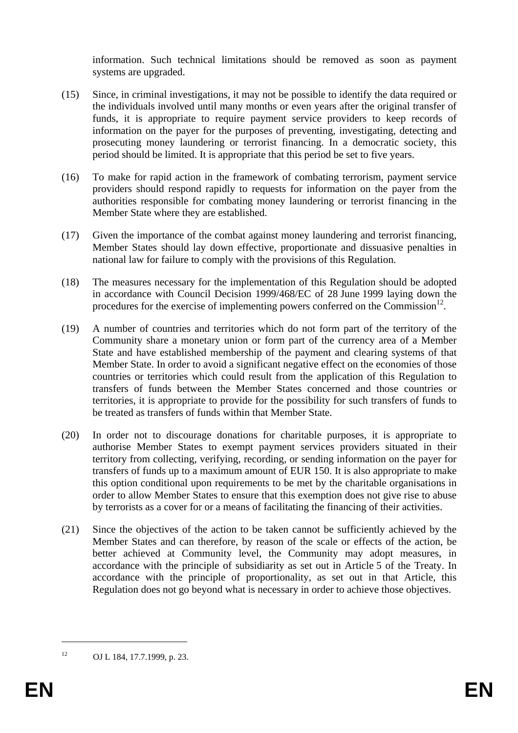information. Such technical limitations should be removed as soon as payment systems are upgraded.

(15) Since, in criminal investigations, it may not be possible to identify the data required or the individuals involved until many months or even years after the original transfer of funds, it is appropriate to require payment service providers to keep records of information on the payer for the purposes of preventing, investigating, detecting and prosecuting money laundering or terrorist financing. In a democratic society, this period should be limited. It is appropriate that this period be set to five years.

(16) To make for rapid action in the framework of combating terrorism, payment service providers should respond rapidly to requests for information on the payer from the authorities responsible for combating money laundering or terrorist financing in the Member State where they are established.

(17) Given the importance of the combat against money laundering and terrorist financing, Member States should lay down effective, proportionate and dissuasive penalties in national law for failure to comply with the provisions of this Regulation.

(18) The measures necessary for the implementation of this Regulation should be adopted in accordance with Council Decision 1999/468/EC of 28 June 1999 laying down the procedures for the exercise of implementing powers conferred on the Commission[12].

(19) A number of countries and territories which do not form part of the territory of the Community share a monetary union or form part of the currency area of a Member State and have established membership of the payment and clearing systems of that Member State. In order to avoid a significant negative effect on the economies of those countries or territories which could result from the application of this Regulation to transfers of funds between the Member States concerned and those countries or territories, it is appropriate to provide for the possibility for such transfers of funds to be treated as transfers of funds within that Member State.

(20) In order not to discourage donations for charitable purposes, it is appropriate to authorise Member States to exempt payment services providers situated in their territory from collecting, verifying, recording, or sending information on the payer for transfers of funds up to a maximum amount of EUR 150. It is also appropriate to make this option conditional upon requirements to be met by the charitable organisations in order to allow Member States to ensure that this exemption does not give rise to abuse by terrorists as a cover for or a means of facilitating the financing of their activities.

(21) Since the objectives of the action to be taken cannot be sufficiently achieved by the Member States and can therefore, by reason of the scale or effects of the action, be better achieved at Community level, the Community may adopt measures, in accordance with the principle of subsidiarity as set out in Article 5 of the Treaty. In accordance with the principle of proportionality, as set out in that Article, this Regulation does not go beyond what is necessary in order to achieve those objectives.

---

[12] OJ L 184, 17.7.1999, p. 23.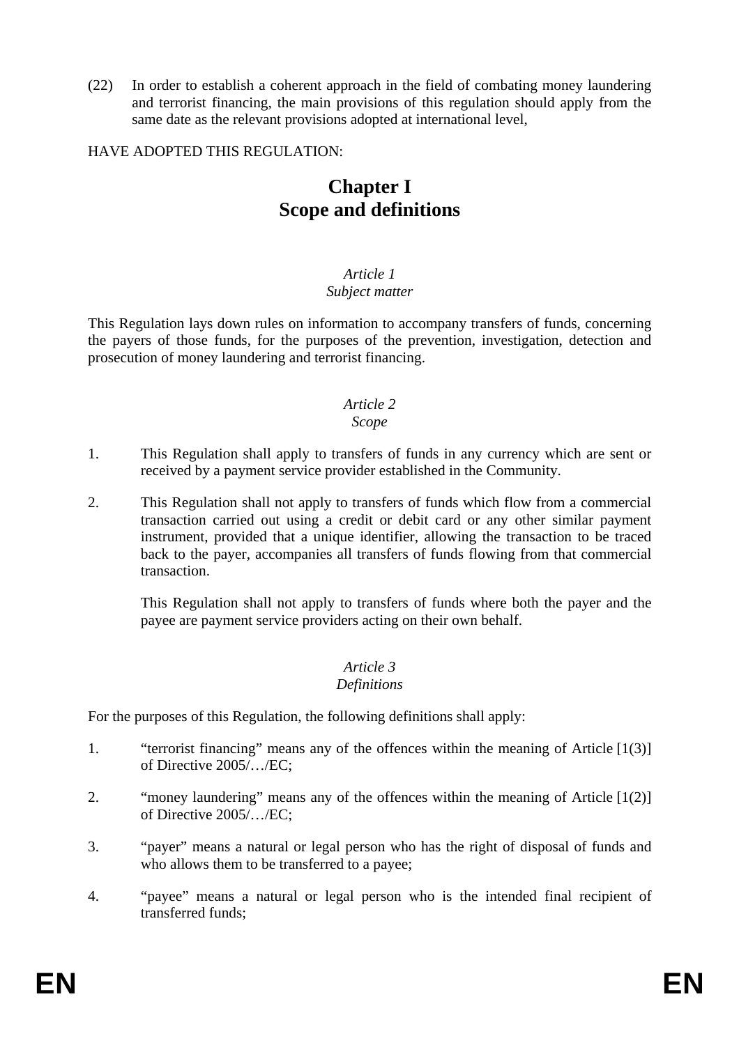(22) In order to establish a coherent approach in the field of combating money laundering and terrorist financing, the main provisions of this regulation should apply from the same date as the relevant provisions adopted at international level,

HAVE ADOPTED THIS REGULATION:

# Chapter I
# Scope and definitions

*Article 1*
*Subject matter*

This Regulation lays down rules on information to accompany transfers of funds, concerning the payers of those funds, for the purposes of the prevention, investigation, detection and prosecution of money laundering and terrorist financing.

*Article 2*
*Scope*

1. This Regulation shall apply to transfers of funds in any currency which are sent or received by a payment service provider established in the Community.

2. This Regulation shall not apply to transfers of funds which flow from a commercial transaction carried out using a credit or debit card or any other similar payment instrument, provided that a unique identifier, allowing the transaction to be traced back to the payer, accompanies all transfers of funds flowing from that commercial transaction.

   This Regulation shall not apply to transfers of funds where both the payer and the payee are payment service providers acting on their own behalf.

*Article 3*
*Definitions*

For the purposes of this Regulation, the following definitions shall apply:

1. "terrorist financing" means any of the offences within the meaning of Article [1(3)] of Directive 2005/…/EC;

2. "money laundering" means any of the offences within the meaning of Article [1(2)] of Directive 2005/…/EC;

3. "payer" means a natural or legal person who has the right of disposal of funds and who allows them to be transferred to a payee;

4. "payee" means a natural or legal person who is the intended final recipient of transferred funds;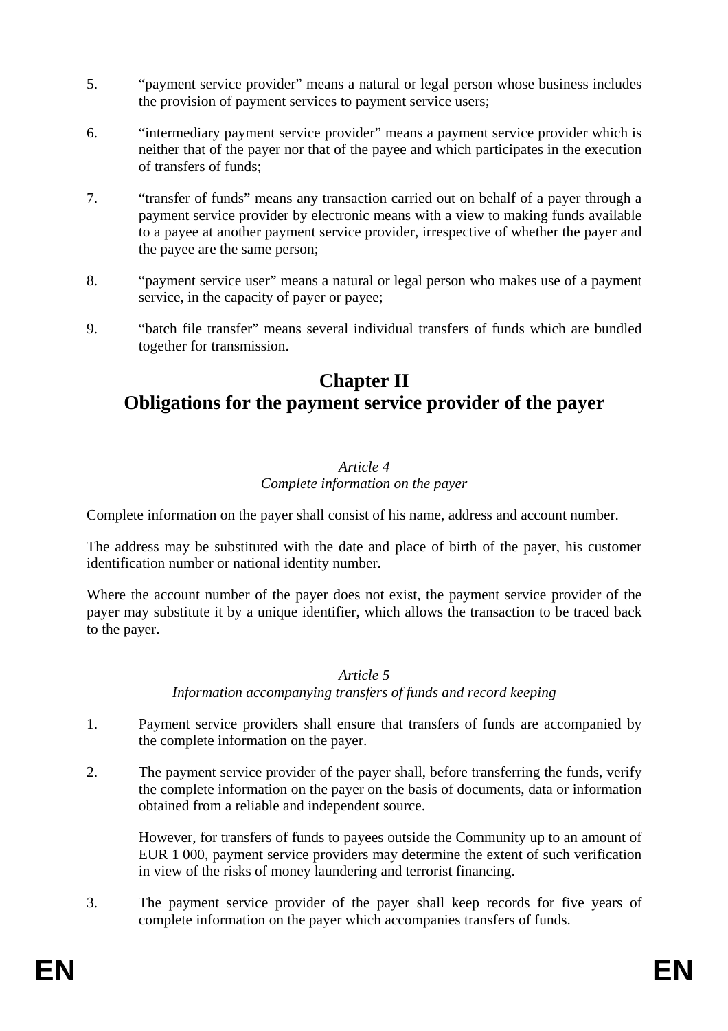5. "payment service provider" means a natural or legal person whose business includes the provision of payment services to payment service users;

6. "intermediary payment service provider" means a payment service provider which is neither that of the payer nor that of the payee and which participates in the execution of transfers of funds;

7. "transfer of funds" means any transaction carried out on behalf of a payer through a payment service provider by electronic means with a view to making funds available to a payee at another payment service provider, irrespective of whether the payer and the payee are the same person;

8. "payment service user" means a natural or legal person who makes use of a payment service, in the capacity of payer or payee;

9. "batch file transfer" means several individual transfers of funds which are bundled together for transmission.

## Chapter II
## Obligations for the payment service provider of the payer

*Article 4*
*Complete information on the payer*

Complete information on the payer shall consist of his name, address and account number.

The address may be substituted with the date and place of birth of the payer, his customer identification number or national identity number.

Where the account number of the payer does not exist, the payment service provider of the payer may substitute it by a unique identifier, which allows the transaction to be traced back to the payer.

*Article 5*
*Information accompanying transfers of funds and record keeping*

1. Payment service providers shall ensure that transfers of funds are accompanied by the complete information on the payer.

2. The payment service provider of the payer shall, before transferring the funds, verify the complete information on the payer on the basis of documents, data or information obtained from a reliable and independent source.

   However, for transfers of funds to payees outside the Community up to an amount of EUR 1 000, payment service providers may determine the extent of such verification in view of the risks of money laundering and terrorist financing.

3. The payment service provider of the payer shall keep records for five years of complete information on the payer which accompanies transfers of funds.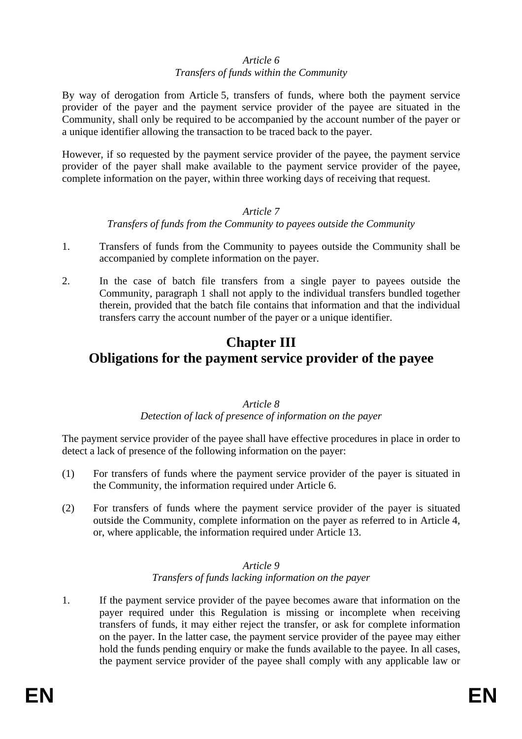*Article 6*
*Transfers of funds within the Community*

By way of derogation from Article 5, transfers of funds, where both the payment service provider of the payer and the payment service provider of the payee are situated in the Community, shall only be required to be accompanied by the account number of the payer or a unique identifier allowing the transaction to be traced back to the payer.

However, if so requested by the payment service provider of the payee, the payment service provider of the payer shall make available to the payment service provider of the payee, complete information on the payer, within three working days of receiving that request.

*Article 7*
*Transfers of funds from the Community to payees outside the Community*

1. Transfers of funds from the Community to payees outside the Community shall be accompanied by complete information on the payer.

2. In the case of batch file transfers from a single payer to payees outside the Community, paragraph 1 shall not apply to the individual transfers bundled together therein, provided that the batch file contains that information and that the individual transfers carry the account number of the payer or a unique identifier.

# Chapter III
# Obligations for the payment service provider of the payee

*Article 8*
*Detection of lack of presence of information on the payer*

The payment service provider of the payee shall have effective procedures in place in order to detect a lack of presence of the following information on the payer:

(1) For transfers of funds where the payment service provider of the payer is situated in the Community, the information required under Article 6.

(2) For transfers of funds where the payment service provider of the payer is situated outside the Community, complete information on the payer as referred to in Article 4, or, where applicable, the information required under Article 13.

*Article 9*
*Transfers of funds lacking information on the payer*

1. If the payment service provider of the payee becomes aware that information on the payer required under this Regulation is missing or incomplete when receiving transfers of funds, it may either reject the transfer, or ask for complete information on the payer. In the latter case, the payment service provider of the payee may either hold the funds pending enquiry or make the funds available to the payee. In all cases, the payment service provider of the payee shall comply with any applicable law or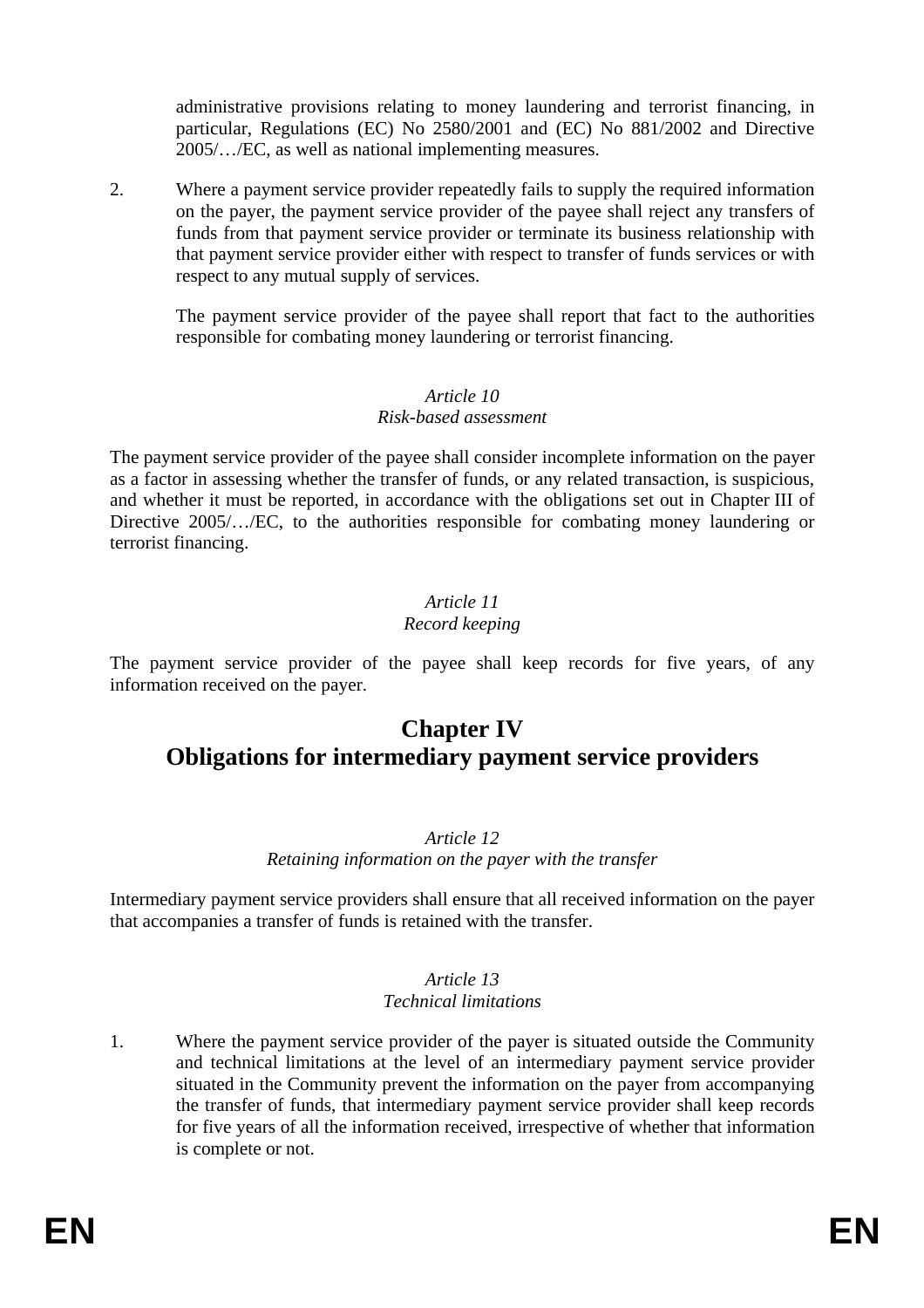administrative provisions relating to money laundering and terrorist financing, in particular, Regulations (EC) No 2580/2001 and (EC) No 881/2002 and Directive 2005/…/EC, as well as national implementing measures.

2. Where a payment service provider repeatedly fails to supply the required information on the payer, the payment service provider of the payee shall reject any transfers of funds from that payment service provider or terminate its business relationship with that payment service provider either with respect to transfer of funds services or with respect to any mutual supply of services.

   The payment service provider of the payee shall report that fact to the authorities responsible for combating money laundering or terrorist financing.

*Article 10*
*Risk-based assessment*

The payment service provider of the payee shall consider incomplete information on the payer as a factor in assessing whether the transfer of funds, or any related transaction, is suspicious, and whether it must be reported, in accordance with the obligations set out in Chapter III of Directive 2005/…/EC, to the authorities responsible for combating money laundering or terrorist financing.

*Article 11*
*Record keeping*

The payment service provider of the payee shall keep records for five years, of any information received on the payer.

## Chapter IV
## Obligations for intermediary payment service providers

*Article 12*
*Retaining information on the payer with the transfer*

Intermediary payment service providers shall ensure that all received information on the payer that accompanies a transfer of funds is retained with the transfer.

*Article 13*
*Technical limitations*

1. Where the payment service provider of the payer is situated outside the Community and technical limitations at the level of an intermediary payment service provider situated in the Community prevent the information on the payer from accompanying the transfer of funds, that intermediary payment service provider shall keep records for five years of all the information received, irrespective of whether that information is complete or not.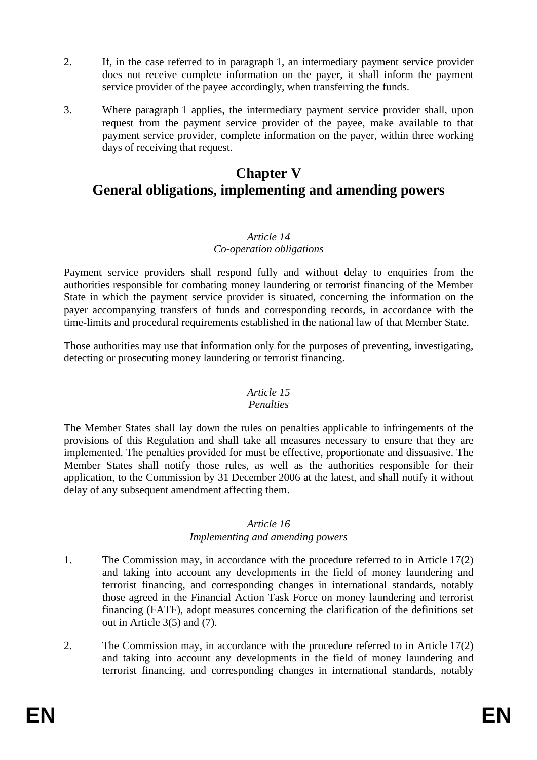2. If, in the case referred to in paragraph 1, an intermediary payment service provider does not receive complete information on the payer, it shall inform the payment service provider of the payee accordingly, when transferring the funds.

3. Where paragraph 1 applies, the intermediary payment service provider shall, upon request from the payment service provider of the payee, make available to that payment service provider, complete information on the payer, within three working days of receiving that request.

# Chapter V
# General obligations, implementing and amending powers

*Article 14*
*Co-operation obligations*

Payment service providers shall respond fully and without delay to enquiries from the authorities responsible for combating money laundering or terrorist financing of the Member State in which the payment service provider is situated, concerning the information on the payer accompanying transfers of funds and corresponding records, in accordance with the time-limits and procedural requirements established in the national law of that Member State.

Those authorities may use that information only for the purposes of preventing, investigating, detecting or prosecuting money laundering or terrorist financing.

*Article 15*
*Penalties*

The Member States shall lay down the rules on penalties applicable to infringements of the provisions of this Regulation and shall take all measures necessary to ensure that they are implemented. The penalties provided for must be effective, proportionate and dissuasive. The Member States shall notify those rules, as well as the authorities responsible for their application, to the Commission by 31 December 2006 at the latest, and shall notify it without delay of any subsequent amendment affecting them.

*Article 16*
*Implementing and amending powers*

1. The Commission may, in accordance with the procedure referred to in Article 17(2) and taking into account any developments in the field of money laundering and terrorist financing, and corresponding changes in international standards, notably those agreed in the Financial Action Task Force on money laundering and terrorist financing (FATF), adopt measures concerning the clarification of the definitions set out in Article 3(5) and (7).

2. The Commission may, in accordance with the procedure referred to in Article 17(2) and taking into account any developments in the field of money laundering and terrorist financing, and corresponding changes in international standards, notably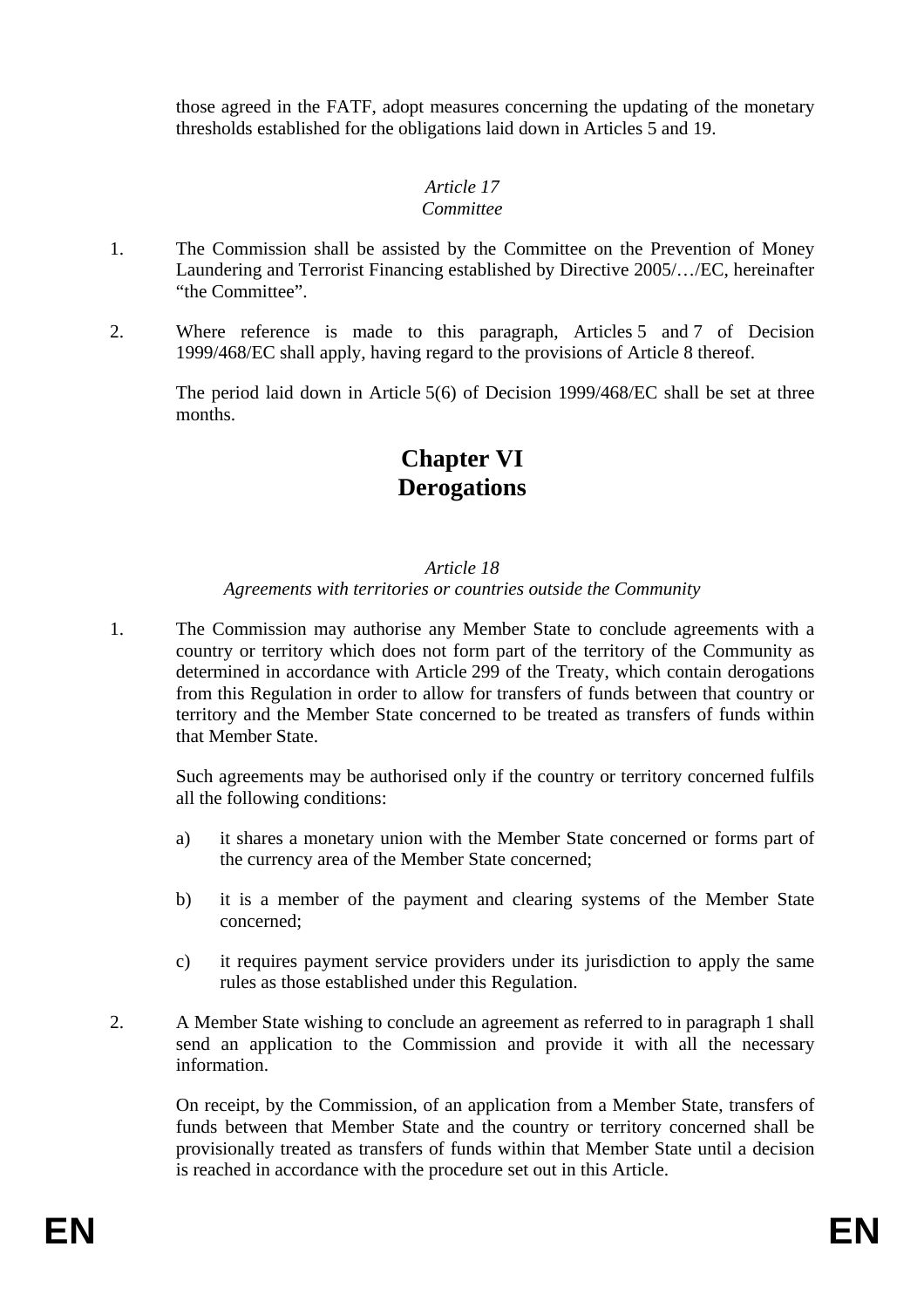those agreed in the FATF, adopt measures concerning the updating of the monetary thresholds established for the obligations laid down in Articles 5 and 19.

*Article 17*
*Committee*

1. The Commission shall be assisted by the Committee on the Prevention of Money Laundering and Terrorist Financing established by Directive 2005/…/EC, hereinafter "the Committee".

2. Where reference is made to this paragraph, Articles 5 and 7 of Decision 1999/468/EC shall apply, having regard to the provisions of Article 8 thereof.

   The period laid down in Article 5(6) of Decision 1999/468/EC shall be set at three months.

# Chapter VI
# Derogations

*Article 18*
*Agreements with territories or countries outside the Community*

1. The Commission may authorise any Member State to conclude agreements with a country or territory which does not form part of the territory of the Community as determined in accordance with Article 299 of the Treaty, which contain derogations from this Regulation in order to allow for transfers of funds between that country or territory and the Member State concerned to be treated as transfers of funds within that Member State.

   Such agreements may be authorised only if the country or territory concerned fulfils all the following conditions:

   a) it shares a monetary union with the Member State concerned or forms part of the currency area of the Member State concerned;

   b) it is a member of the payment and clearing systems of the Member State concerned;

   c) it requires payment service providers under its jurisdiction to apply the same rules as those established under this Regulation.

2. A Member State wishing to conclude an agreement as referred to in paragraph 1 shall send an application to the Commission and provide it with all the necessary information.

   On receipt, by the Commission, of an application from a Member State, transfers of funds between that Member State and the country or territory concerned shall be provisionally treated as transfers of funds within that Member State until a decision is reached in accordance with the procedure set out in this Article.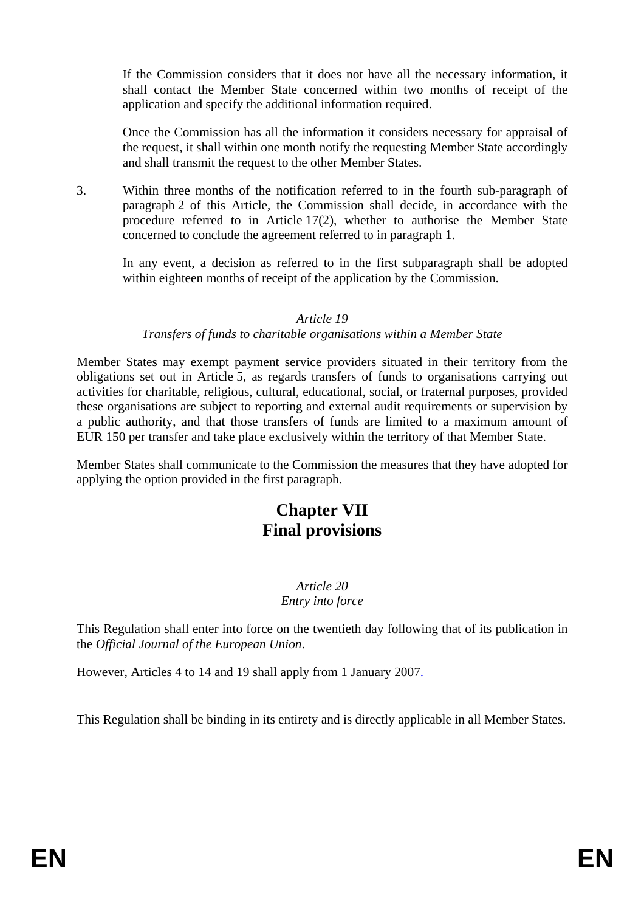If the Commission considers that it does not have all the necessary information, it shall contact the Member State concerned within two months of receipt of the application and specify the additional information required.

Once the Commission has all the information it considers necessary for appraisal of the request, it shall within one month notify the requesting Member State accordingly and shall transmit the request to the other Member States.

3. Within three months of the notification referred to in the fourth sub-paragraph of paragraph 2 of this Article, the Commission shall decide, in accordance with the procedure referred to in Article 17(2), whether to authorise the Member State concerned to conclude the agreement referred to in paragraph 1.

   In any event, a decision as referred to in the first subparagraph shall be adopted within eighteen months of receipt of the application by the Commission.

*Article 19*
*Transfers of funds to charitable organisations within a Member State*

Member States may exempt payment service providers situated in their territory from the obligations set out in Article 5, as regards transfers of funds to organisations carrying out activities for charitable, religious, cultural, educational, social, or fraternal purposes, provided these organisations are subject to reporting and external audit requirements or supervision by a public authority, and that those transfers of funds are limited to a maximum amount of EUR 150 per transfer and take place exclusively within the territory of that Member State.

Member States shall communicate to the Commission the measures that they have adopted for applying the option provided in the first paragraph.

# Chapter VII
# Final provisions

*Article 20*
*Entry into force*

This Regulation shall enter into force on the twentieth day following that of its publication in the *Official Journal of the European Union*.

However, Articles 4 to 14 and 19 shall apply from 1 January 2007.

This Regulation shall be binding in its entirety and is directly applicable in all Member States.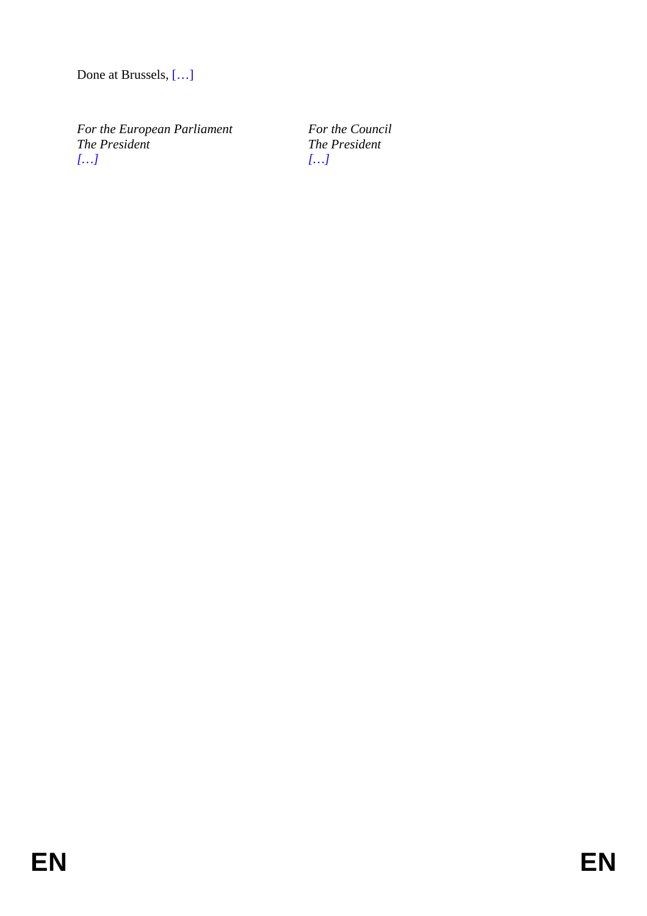Done at Brussels, […]

*For the European Parliament*
*The President*
*[…]*

*For the Council*
*The President*
*[…]*